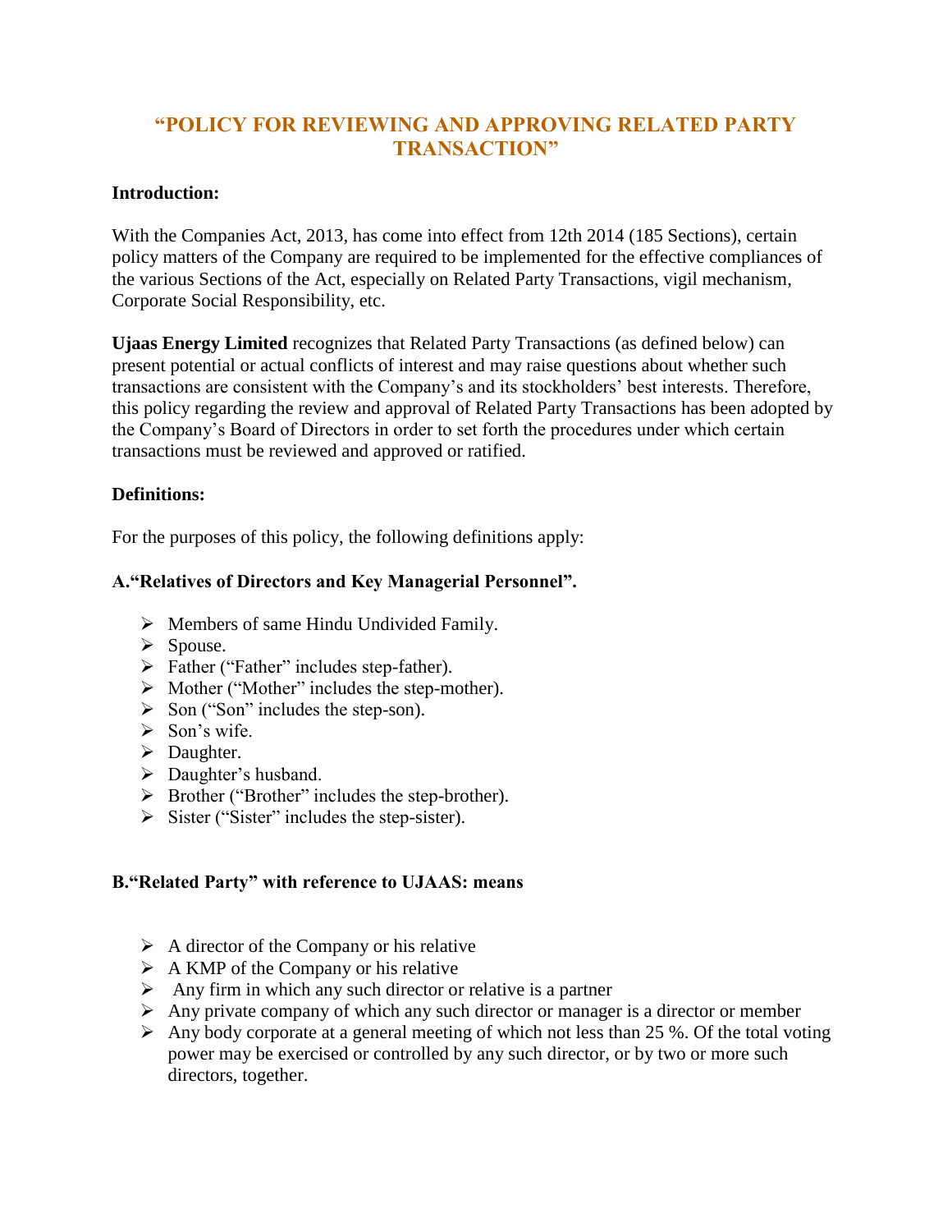# "POLICY FOR REVIEWING AND APPROVING RELATED PARTY TRANSACTION"

**Introduction:**

With the Companies Act, 2013, has come into effect from 12th 2014 (185 Sections), certain policy matters of the Company are required to be implemented for the effective compliances of the various Sections of the Act, especially on Related Party Transactions, vigil mechanism, Corporate Social Responsibility, etc.

**Ujaas Energy Limited** recognizes that Related Party Transactions (as defined below) can present potential or actual conflicts of interest and may raise questions about whether such transactions are consistent with the Company's and its stockholders' best interests. Therefore, this policy regarding the review and approval of Related Party Transactions has been adopted by the Company's Board of Directors in order to set forth the procedures under which certain transactions must be reviewed and approved or ratified.

**Definitions:**

For the purposes of this policy, the following definitions apply:

**A."Relatives of Directors and Key Managerial Personnel".**

- Members of same Hindu Undivided Family.
- Spouse.
- Father ("Father" includes step-father).
- Mother ("Mother" includes the step-mother).
- Son ("Son" includes the step-son).
- Son's wife.
- Daughter.
- Daughter's husband.
- Brother ("Brother" includes the step-brother).
- Sister ("Sister" includes the step-sister).

**B."Related Party" with reference to UJAAS: means**

- A director of the Company or his relative
- A KMP of the Company or his relative
- Any firm in which any such director or relative is a partner
- Any private company of which any such director or manager is a director or member
- Any body corporate at a general meeting of which not less than 25 %. Of the total voting power may be exercised or controlled by any such director, or by two or more such directors, together.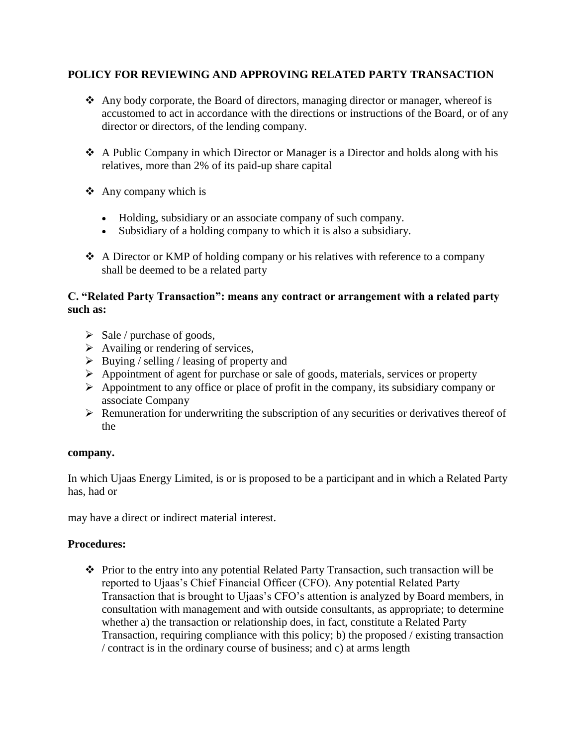## POLICY FOR REVIEWING AND APPROVING RELATED PARTY TRANSACTION

- Any body corporate, the Board of directors, managing director or manager, whereof is accustomed to act in accordance with the directions or instructions of the Board, or of any director or directors, of the lending company.
- A Public Company in which Director or Manager is a Director and holds along with his relatives, more than 2% of its paid-up share capital
- Any company which is
  - Holding, subsidiary or an associate company of such company.
  - Subsidiary of a holding company to which it is also a subsidiary.
- A Director or KMP of holding company or his relatives with reference to a company shall be deemed to be a related party

### C. "Related Party Transaction": means any contract or arrangement with a related party such as:

- Sale / purchase of goods,
- Availing or rendering of services,
- Buying / selling / leasing of property and
- Appointment of agent for purchase or sale of goods, materials, services or property
- Appointment to any office or place of profit in the company, its subsidiary company or associate Company
- Remuneration for underwriting the subscription of any securities or derivatives thereof of the

**company.**

In which Ujaas Energy Limited, is or is proposed to be a participant and in which a Related Party has, had or

may have a direct or indirect material interest.

### Procedures:

- Prior to the entry into any potential Related Party Transaction, such transaction will be reported to Ujaas's Chief Financial Officer (CFO). Any potential Related Party Transaction that is brought to Ujaas's CFO's attention is analyzed by Board members, in consultation with management and with outside consultants, as appropriate; to determine whether a) the transaction or relationship does, in fact, constitute a Related Party Transaction, requiring compliance with this policy; b) the proposed / existing transaction / contract is in the ordinary course of business; and c) at arms length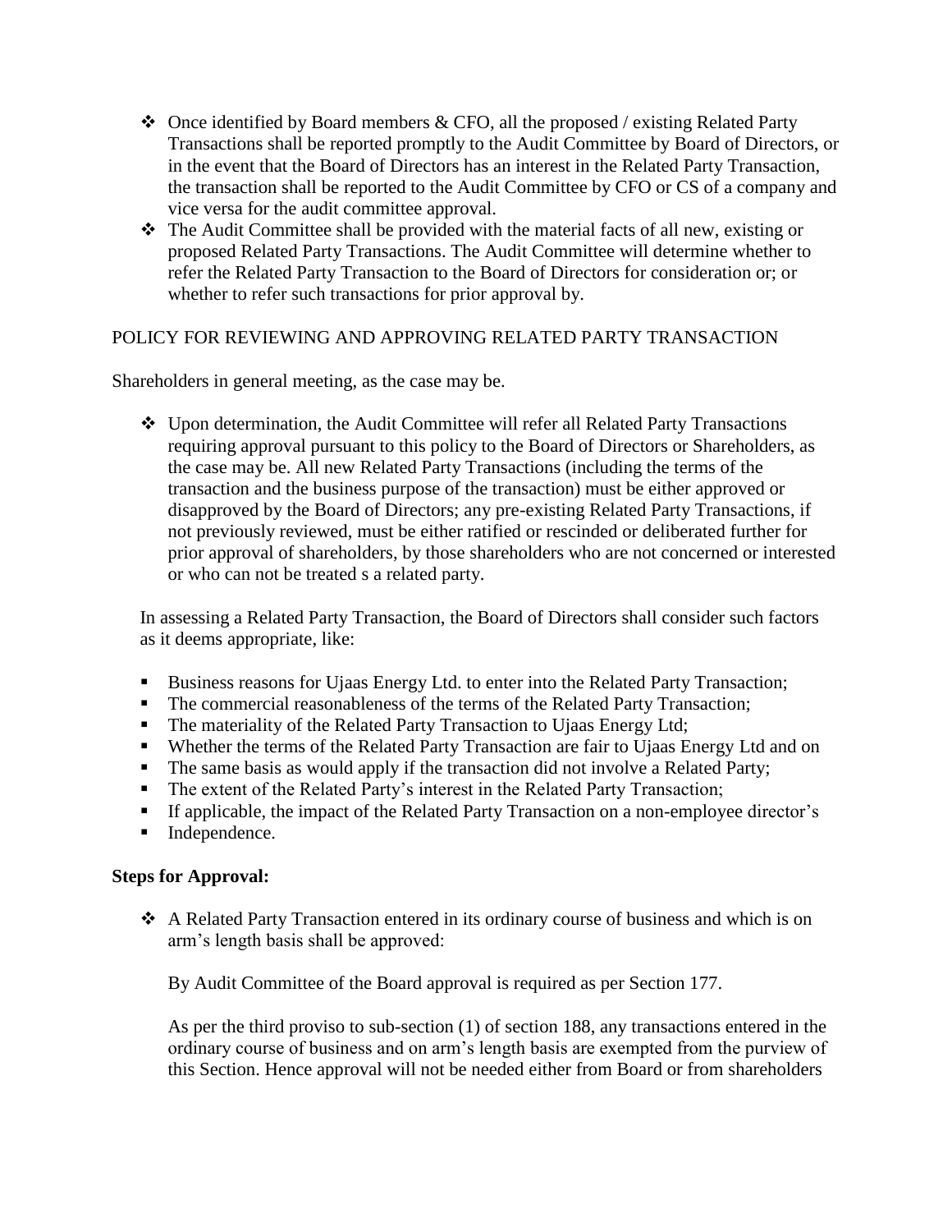- Once identified by Board members & CFO, all the proposed / existing Related Party Transactions shall be reported promptly to the Audit Committee by Board of Directors, or in the event that the Board of Directors has an interest in the Related Party Transaction, the transaction shall be reported to the Audit Committee by CFO or CS of a company and vice versa for the audit committee approval.
- The Audit Committee shall be provided with the material facts of all new, existing or proposed Related Party Transactions. The Audit Committee will determine whether to refer the Related Party Transaction to the Board of Directors for consideration or; or whether to refer such transactions for prior approval by.

POLICY FOR REVIEWING AND APPROVING RELATED PARTY TRANSACTION

Shareholders in general meeting, as the case may be.

- Upon determination, the Audit Committee will refer all Related Party Transactions requiring approval pursuant to this policy to the Board of Directors or Shareholders, as the case may be. All new Related Party Transactions (including the terms of the transaction and the business purpose of the transaction) must be either approved or disapproved by the Board of Directors; any pre-existing Related Party Transactions, if not previously reviewed, must be either ratified or rescinded or deliberated further for prior approval of shareholders, by those shareholders who are not concerned or interested or who can not be treated s a related party.

In assessing a Related Party Transaction, the Board of Directors shall consider such factors as it deems appropriate, like:

- Business reasons for Ujaas Energy Ltd. to enter into the Related Party Transaction;
- The commercial reasonableness of the terms of the Related Party Transaction;
- The materiality of the Related Party Transaction to Ujaas Energy Ltd;
- Whether the terms of the Related Party Transaction are fair to Ujaas Energy Ltd and on
- The same basis as would apply if the transaction did not involve a Related Party;
- The extent of the Related Party's interest in the Related Party Transaction;
- If applicable, the impact of the Related Party Transaction on a non-employee director's
- Independence.

**Steps for Approval:**

- A Related Party Transaction entered in its ordinary course of business and which is on arm's length basis shall be approved:

  By Audit Committee of the Board approval is required as per Section 177.

  As per the third proviso to sub-section (1) of section 188, any transactions entered in the ordinary course of business and on arm's length basis are exempted from the purview of this Section. Hence approval will not be needed either from Board or from shareholders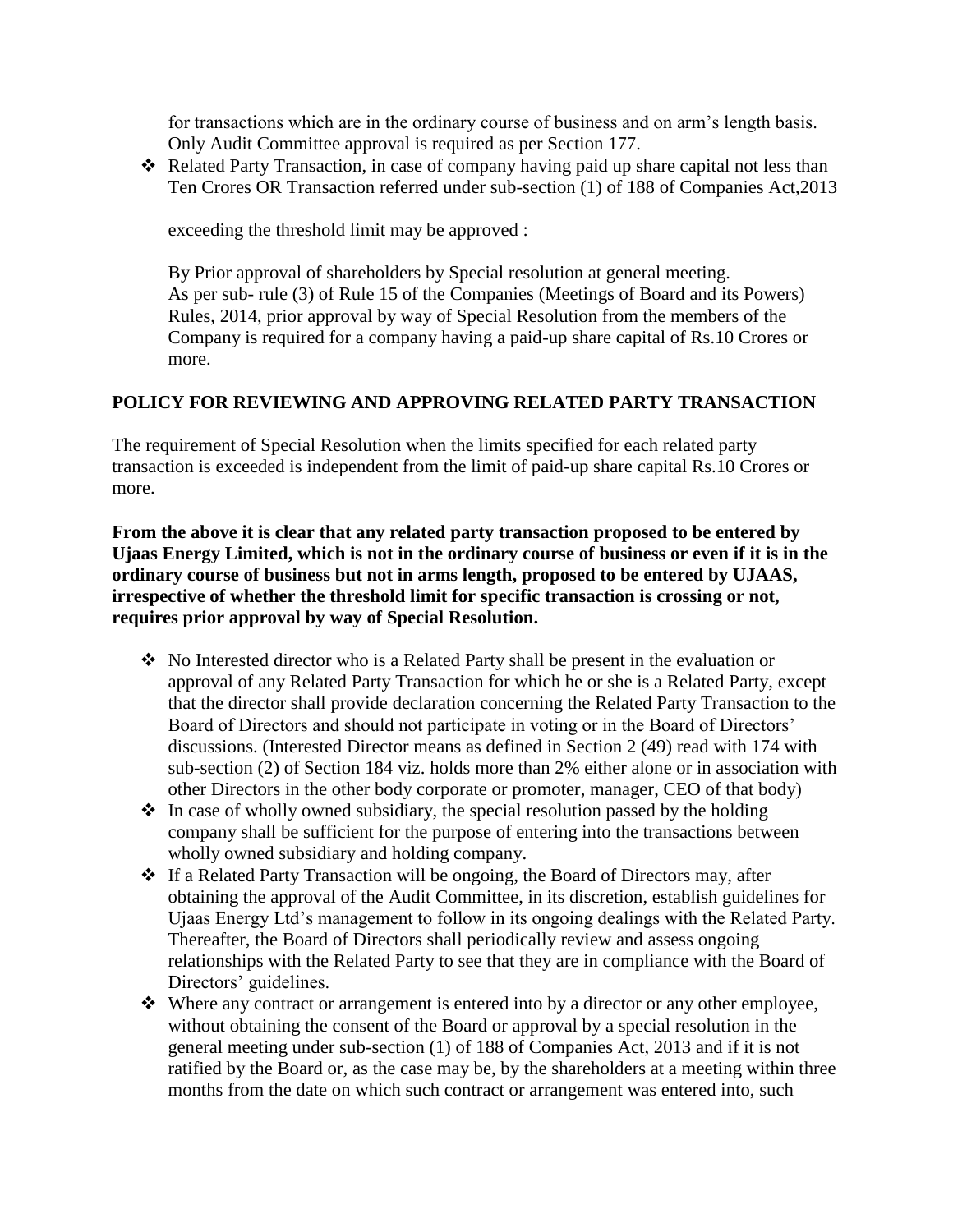for transactions which are in the ordinary course of business and on arm's length basis. Only Audit Committee approval is required as per Section 177.

- Related Party Transaction, in case of company having paid up share capital not less than Ten Crores OR Transaction referred under sub-section (1) of 188 of Companies Act,2013

  exceeding the threshold limit may be approved :

  By Prior approval of shareholders by Special resolution at general meeting. As per sub- rule (3) of Rule 15 of the Companies (Meetings of Board and its Powers) Rules, 2014, prior approval by way of Special Resolution from the members of the Company is required for a company having a paid-up share capital of Rs.10 Crores or more.

## POLICY FOR REVIEWING AND APPROVING RELATED PARTY TRANSACTION

The requirement of Special Resolution when the limits specified for each related party transaction is exceeded is independent from the limit of paid-up share capital Rs.10 Crores or more.

**From the above it is clear that any related party transaction proposed to be entered by Ujaas Energy Limited, which is not in the ordinary course of business or even if it is in the ordinary course of business but not in arms length, proposed to be entered by UJAAS, irrespective of whether the threshold limit for specific transaction is crossing or not, requires prior approval by way of Special Resolution.**

- No Interested director who is a Related Party shall be present in the evaluation or approval of any Related Party Transaction for which he or she is a Related Party, except that the director shall provide declaration concerning the Related Party Transaction to the Board of Directors and should not participate in voting or in the Board of Directors' discussions. (Interested Director means as defined in Section 2 (49) read with 174 with sub-section (2) of Section 184 viz. holds more than 2% either alone or in association with other Directors in the other body corporate or promoter, manager, CEO of that body)
- In case of wholly owned subsidiary, the special resolution passed by the holding company shall be sufficient for the purpose of entering into the transactions between wholly owned subsidiary and holding company.
- If a Related Party Transaction will be ongoing, the Board of Directors may, after obtaining the approval of the Audit Committee, in its discretion, establish guidelines for Ujaas Energy Ltd's management to follow in its ongoing dealings with the Related Party. Thereafter, the Board of Directors shall periodically review and assess ongoing relationships with the Related Party to see that they are in compliance with the Board of Directors' guidelines.
- Where any contract or arrangement is entered into by a director or any other employee, without obtaining the consent of the Board or approval by a special resolution in the general meeting under sub-section (1) of 188 of Companies Act, 2013 and if it is not ratified by the Board or, as the case may be, by the shareholders at a meeting within three months from the date on which such contract or arrangement was entered into, such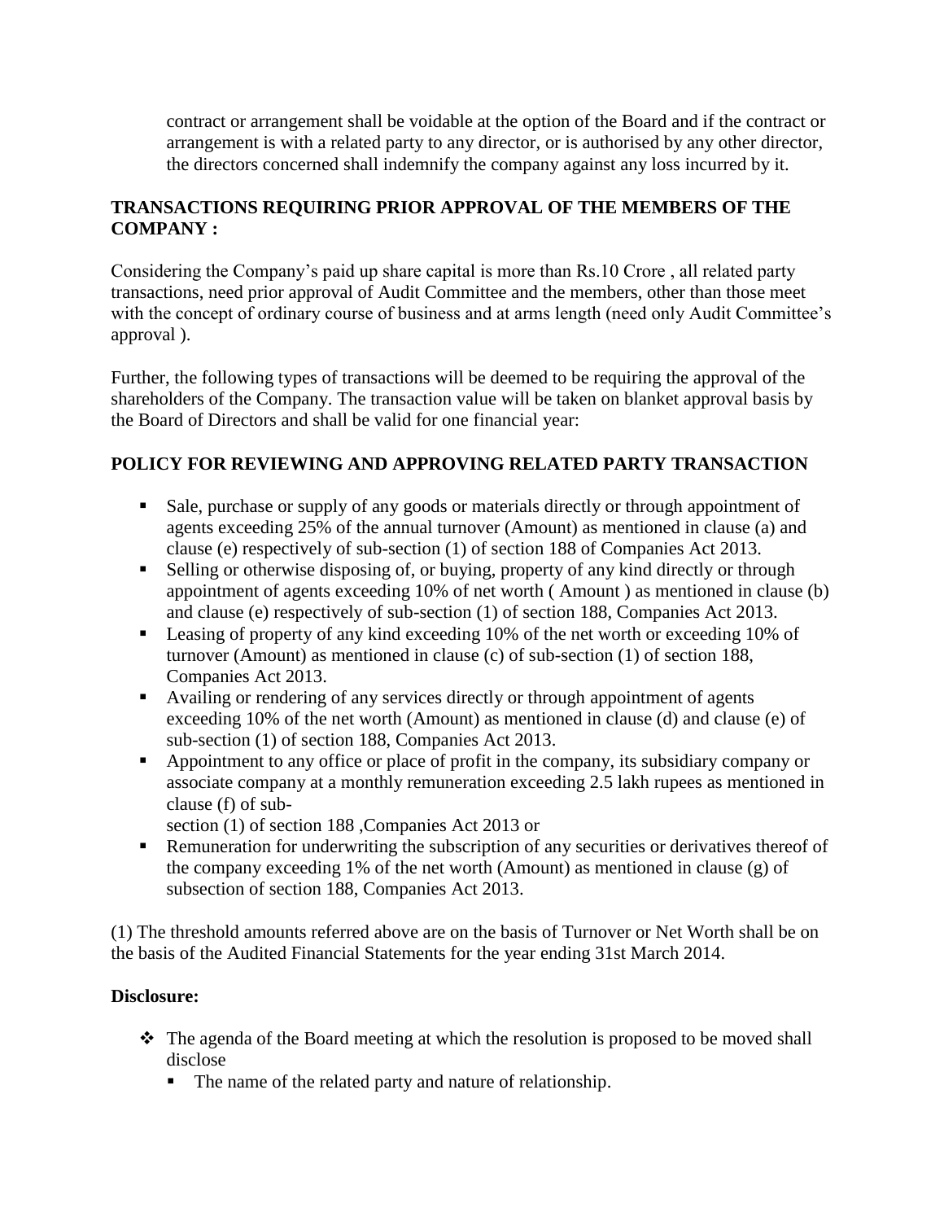contract or arrangement shall be voidable at the option of the Board and if the contract or arrangement is with a related party to any director, or is authorised by any other director, the directors concerned shall indemnify the company against any loss incurred by it.

## TRANSACTIONS REQUIRING PRIOR APPROVAL OF THE MEMBERS OF THE COMPANY :

Considering the Company's paid up share capital is more than Rs.10 Crore , all related party transactions, need prior approval of Audit Committee and the members, other than those meet with the concept of ordinary course of business and at arms length (need only Audit Committee's approval ).

Further, the following types of transactions will be deemed to be requiring the approval of the shareholders of the Company. The transaction value will be taken on blanket approval basis by the Board of Directors and shall be valid for one financial year:

## POLICY FOR REVIEWING AND APPROVING RELATED PARTY TRANSACTION

- Sale, purchase or supply of any goods or materials directly or through appointment of agents exceeding 25% of the annual turnover (Amount) as mentioned in clause (a) and clause (e) respectively of sub-section (1) of section 188 of Companies Act 2013.
- Selling or otherwise disposing of, or buying, property of any kind directly or through appointment of agents exceeding 10% of net worth ( Amount ) as mentioned in clause (b) and clause (e) respectively of sub-section (1) of section 188, Companies Act 2013.
- Leasing of property of any kind exceeding 10% of the net worth or exceeding 10% of turnover (Amount) as mentioned in clause (c) of sub-section (1) of section 188, Companies Act 2013.
- Availing or rendering of any services directly or through appointment of agents exceeding 10% of the net worth (Amount) as mentioned in clause (d) and clause (e) of sub-section (1) of section 188, Companies Act 2013.
- Appointment to any office or place of profit in the company, its subsidiary company or associate company at a monthly remuneration exceeding 2.5 lakh rupees as mentioned in clause (f) of sub-section (1) of section 188 ,Companies Act 2013 or
- Remuneration for underwriting the subscription of any securities or derivatives thereof of the company exceeding 1% of the net worth (Amount) as mentioned in clause (g) of subsection of section 188, Companies Act 2013.

(1) The threshold amounts referred above are on the basis of Turnover or Net Worth shall be on the basis of the Audited Financial Statements for the year ending 31st March 2014.

**Disclosure:**

- The agenda of the Board meeting at which the resolution is proposed to be moved shall disclose
  - The name of the related party and nature of relationship.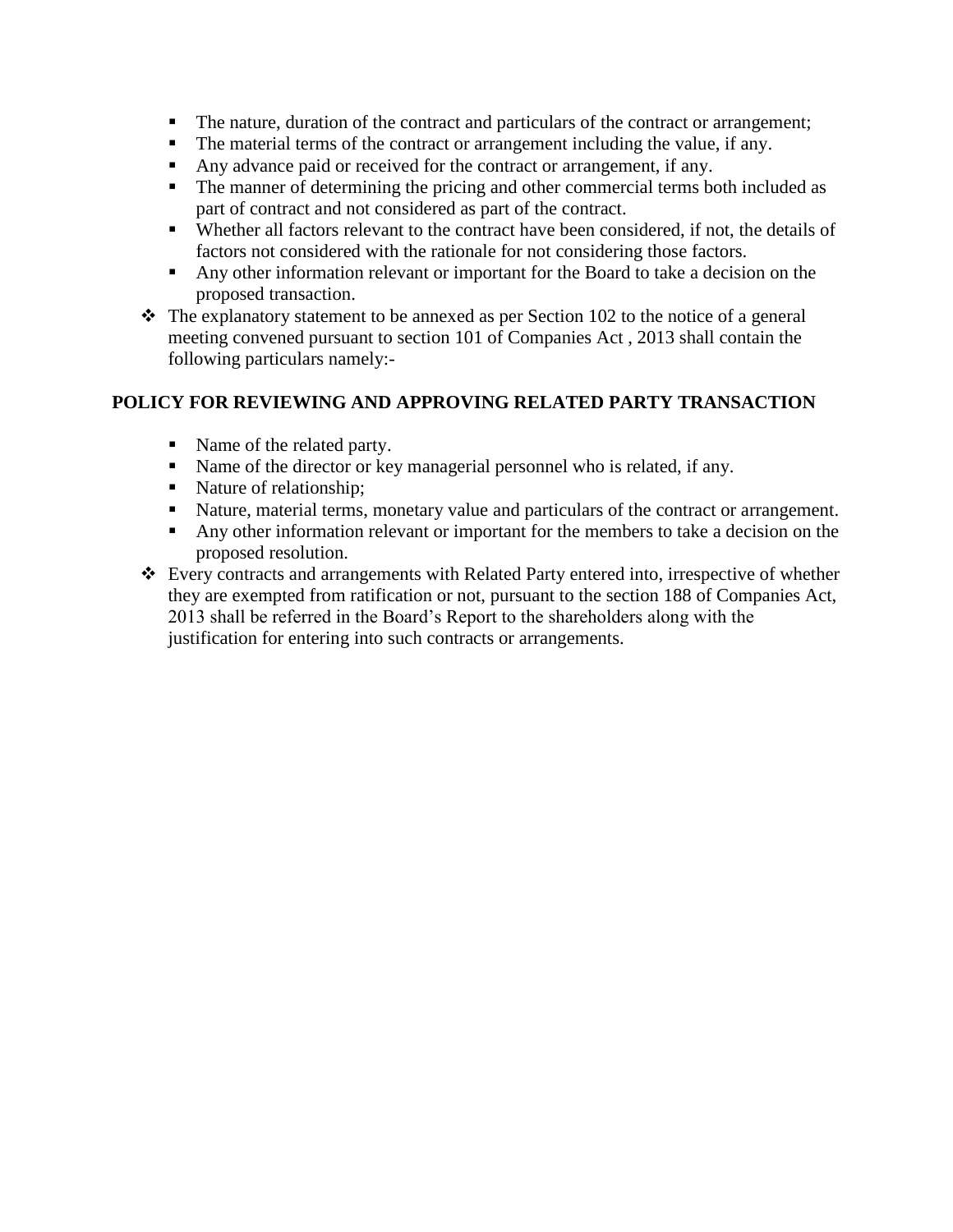- The nature, duration of the contract and particulars of the contract or arrangement;
- The material terms of the contract or arrangement including the value, if any.
- Any advance paid or received for the contract or arrangement, if any.
- The manner of determining the pricing and other commercial terms both included as part of contract and not considered as part of the contract.
- Whether all factors relevant to the contract have been considered, if not, the details of factors not considered with the rationale for not considering those factors.
- Any other information relevant or important for the Board to take a decision on the proposed transaction.

- The explanatory statement to be annexed as per Section 102 to the notice of a general meeting convened pursuant to section 101 of Companies Act , 2013 shall contain the following particulars namely:-

**POLICY FOR REVIEWING AND APPROVING RELATED PARTY TRANSACTION**

- Name of the related party.
- Name of the director or key managerial personnel who is related, if any.
- Nature of relationship;
- Nature, material terms, monetary value and particulars of the contract or arrangement.
- Any other information relevant or important for the members to take a decision on the proposed resolution.

- Every contracts and arrangements with Related Party entered into, irrespective of whether they are exempted from ratification or not, pursuant to the section 188 of Companies Act, 2013 shall be referred in the Board's Report to the shareholders along with the justification for entering into such contracts or arrangements.